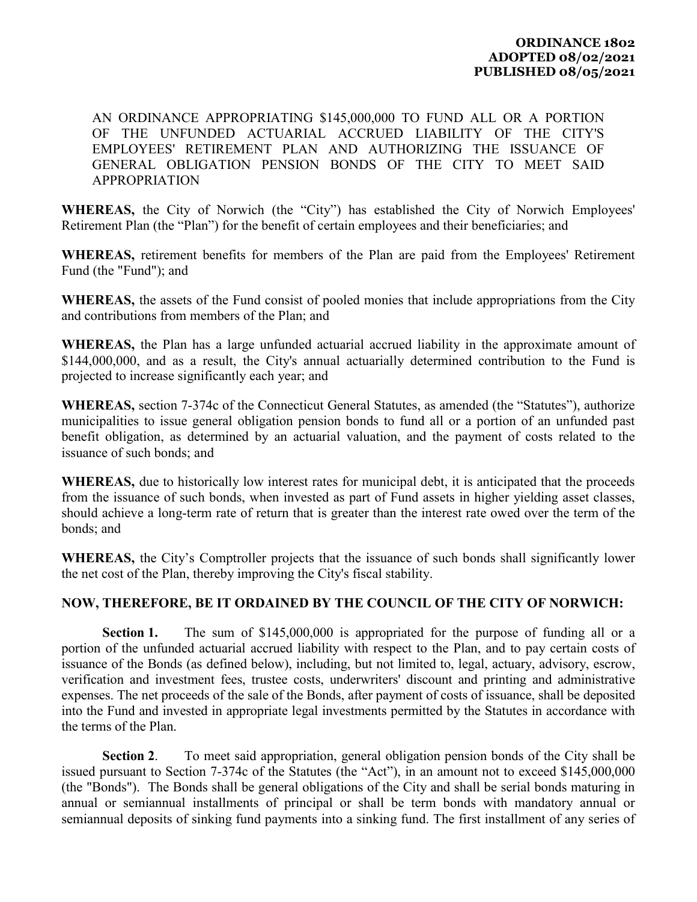**ORDINANCE 1802**
**ADOPTED 08/02/2021**
**PUBLISHED 08/05/2021**

AN ORDINANCE APPROPRIATING $145,000,000 TO FUND ALL OR A PORTION OF THE UNFUNDED ACTUARIAL ACCRUED LIABILITY OF THE CITY'S EMPLOYEES' RETIREMENT PLAN AND AUTHORIZING THE ISSUANCE OF GENERAL OBLIGATION PENSION BONDS OF THE CITY TO MEET SAID APPROPRIATION

**WHEREAS,** the City of Norwich (the "City") has established the City of Norwich Employees' Retirement Plan (the "Plan") for the benefit of certain employees and their beneficiaries; and

**WHEREAS,** retirement benefits for members of the Plan are paid from the Employees' Retirement Fund (the "Fund"); and

**WHEREAS,** the assets of the Fund consist of pooled monies that include appropriations from the City and contributions from members of the Plan; and

**WHEREAS,** the Plan has a large unfunded actuarial accrued liability in the approximate amount of $144,000,000, and as a result, the City's annual actuarially determined contribution to the Fund is projected to increase significantly each year; and

**WHEREAS,** section 7-374c of the Connecticut General Statutes, as amended (the "Statutes"), authorize municipalities to issue general obligation pension bonds to fund all or a portion of an unfunded past benefit obligation, as determined by an actuarial valuation, and the payment of costs related to the issuance of such bonds; and

**WHEREAS,** due to historically low interest rates for municipal debt, it is anticipated that the proceeds from the issuance of such bonds, when invested as part of Fund assets in higher yielding asset classes, should achieve a long-term rate of return that is greater than the interest rate owed over the term of the bonds; and

**WHEREAS,** the City's Comptroller projects that the issuance of such bonds shall significantly lower the net cost of the Plan, thereby improving the City's fiscal stability.

**NOW, THEREFORE, BE IT ORDAINED BY THE COUNCIL OF THE CITY OF NORWICH:**

**Section 1.** The sum of $145,000,000 is appropriated for the purpose of funding all or a portion of the unfunded actuarial accrued liability with respect to the Plan, and to pay certain costs of issuance of the Bonds (as defined below), including, but not limited to, legal, actuary, advisory, escrow, verification and investment fees, trustee costs, underwriters' discount and printing and administrative expenses. The net proceeds of the sale of the Bonds, after payment of costs of issuance, shall be deposited into the Fund and invested in appropriate legal investments permitted by the Statutes in accordance with the terms of the Plan.

**Section 2**. To meet said appropriation, general obligation pension bonds of the City shall be issued pursuant to Section 7-374c of the Statutes (the "Act"), in an amount not to exceed $145,000,000 (the "Bonds"). The Bonds shall be general obligations of the City and shall be serial bonds maturing in annual or semiannual installments of principal or shall be term bonds with mandatory annual or semiannual deposits of sinking fund payments into a sinking fund. The first installment of any series of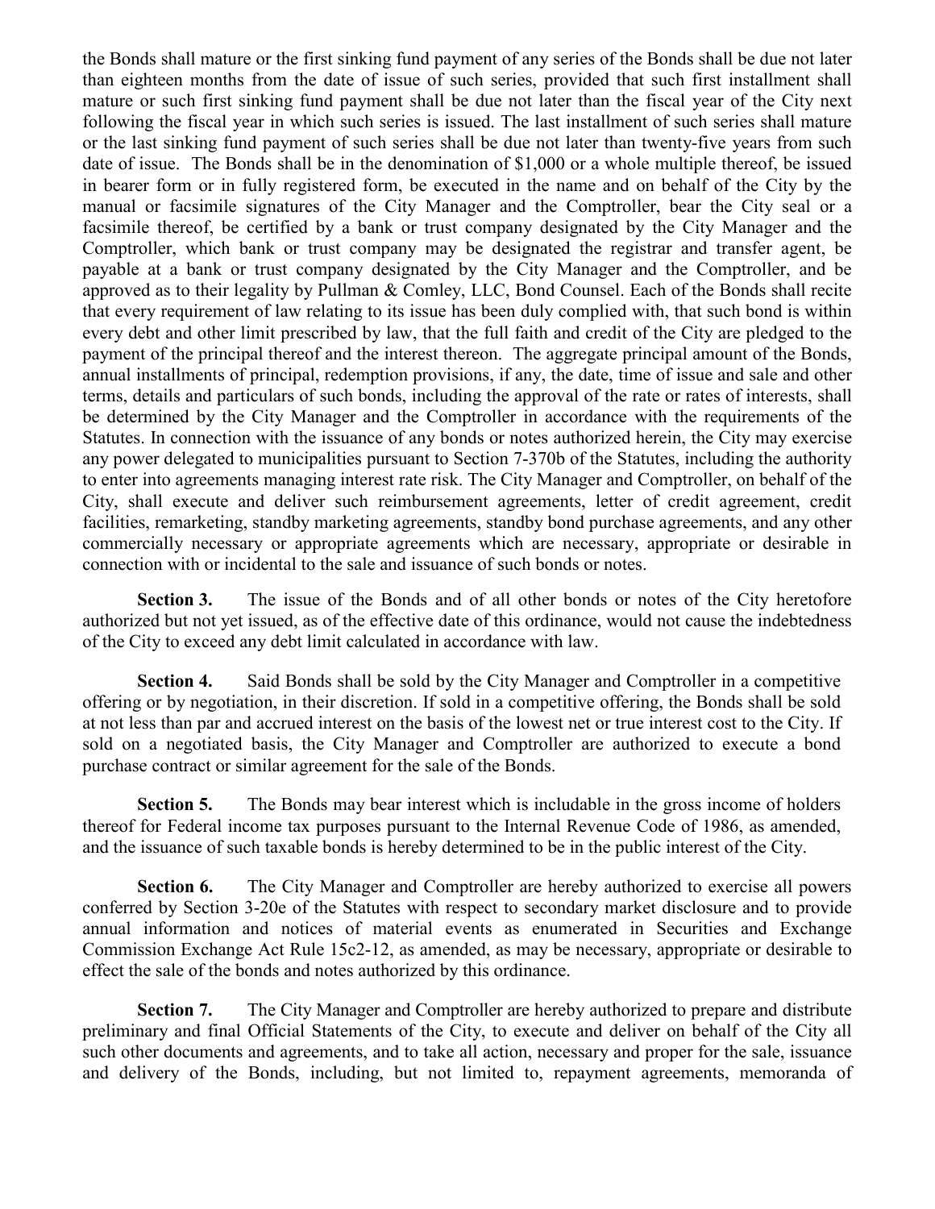the Bonds shall mature or the first sinking fund payment of any series of the Bonds shall be due not later than eighteen months from the date of issue of such series, provided that such first installment shall mature or such first sinking fund payment shall be due not later than the fiscal year of the City next following the fiscal year in which such series is issued. The last installment of such series shall mature or the last sinking fund payment of such series shall be due not later than twenty-five years from such date of issue. The Bonds shall be in the denomination of $1,000 or a whole multiple thereof, be issued in bearer form or in fully registered form, be executed in the name and on behalf of the City by the manual or facsimile signatures of the City Manager and the Comptroller, bear the City seal or a facsimile thereof, be certified by a bank or trust company designated by the City Manager and the Comptroller, which bank or trust company may be designated the registrar and transfer agent, be payable at a bank or trust company designated by the City Manager and the Comptroller, and be approved as to their legality by Pullman & Comley, LLC, Bond Counsel. Each of the Bonds shall recite that every requirement of law relating to its issue has been duly complied with, that such bond is within every debt and other limit prescribed by law, that the full faith and credit of the City are pledged to the payment of the principal thereof and the interest thereon. The aggregate principal amount of the Bonds, annual installments of principal, redemption provisions, if any, the date, time of issue and sale and other terms, details and particulars of such bonds, including the approval of the rate or rates of interests, shall be determined by the City Manager and the Comptroller in accordance with the requirements of the Statutes. In connection with the issuance of any bonds or notes authorized herein, the City may exercise any power delegated to municipalities pursuant to Section 7-370b of the Statutes, including the authority to enter into agreements managing interest rate risk. The City Manager and Comptroller, on behalf of the City, shall execute and deliver such reimbursement agreements, letter of credit agreement, credit facilities, remarketing, standby marketing agreements, standby bond purchase agreements, and any other commercially necessary or appropriate agreements which are necessary, appropriate or desirable in connection with or incidental to the sale and issuance of such bonds or notes.

**Section 3.** The issue of the Bonds and of all other bonds or notes of the City heretofore authorized but not yet issued, as of the effective date of this ordinance, would not cause the indebtedness of the City to exceed any debt limit calculated in accordance with law.

**Section 4.** Said Bonds shall be sold by the City Manager and Comptroller in a competitive offering or by negotiation, in their discretion. If sold in a competitive offering, the Bonds shall be sold at not less than par and accrued interest on the basis of the lowest net or true interest cost to the City. If sold on a negotiated basis, the City Manager and Comptroller are authorized to execute a bond purchase contract or similar agreement for the sale of the Bonds.

**Section 5.** The Bonds may bear interest which is includable in the gross income of holders thereof for Federal income tax purposes pursuant to the Internal Revenue Code of 1986, as amended, and the issuance of such taxable bonds is hereby determined to be in the public interest of the City.

**Section 6.** The City Manager and Comptroller are hereby authorized to exercise all powers conferred by Section 3-20e of the Statutes with respect to secondary market disclosure and to provide annual information and notices of material events as enumerated in Securities and Exchange Commission Exchange Act Rule 15c2-12, as amended, as may be necessary, appropriate or desirable to effect the sale of the bonds and notes authorized by this ordinance.

**Section 7.** The City Manager and Comptroller are hereby authorized to prepare and distribute preliminary and final Official Statements of the City, to execute and deliver on behalf of the City all such other documents and agreements, and to take all action, necessary and proper for the sale, issuance and delivery of the Bonds, including, but not limited to, repayment agreements, memoranda of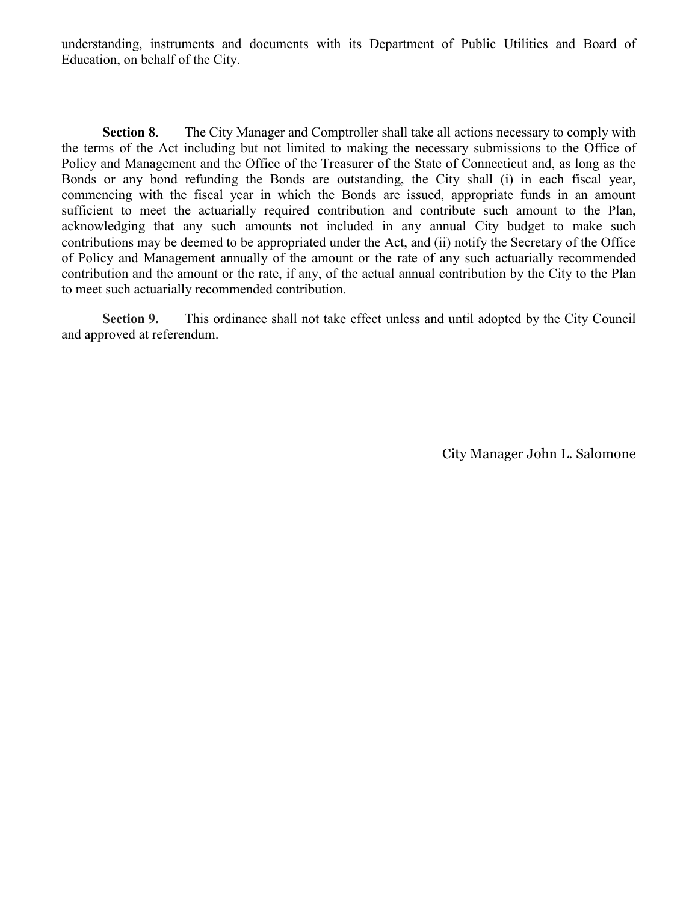understanding, instruments and documents with its Department of Public Utilities and Board of Education, on behalf of the City.

**Section 8**. The City Manager and Comptroller shall take all actions necessary to comply with the terms of the Act including but not limited to making the necessary submissions to the Office of Policy and Management and the Office of the Treasurer of the State of Connecticut and, as long as the Bonds or any bond refunding the Bonds are outstanding, the City shall (i) in each fiscal year, commencing with the fiscal year in which the Bonds are issued, appropriate funds in an amount sufficient to meet the actuarially required contribution and contribute such amount to the Plan, acknowledging that any such amounts not included in any annual City budget to make such contributions may be deemed to be appropriated under the Act, and (ii) notify the Secretary of the Office of Policy and Management annually of the amount or the rate of any such actuarially recommended contribution and the amount or the rate, if any, of the actual annual contribution by the City to the Plan to meet such actuarially recommended contribution.

**Section 9.** This ordinance shall not take effect unless and until adopted by the City Council and approved at referendum.

City Manager John L. Salomone